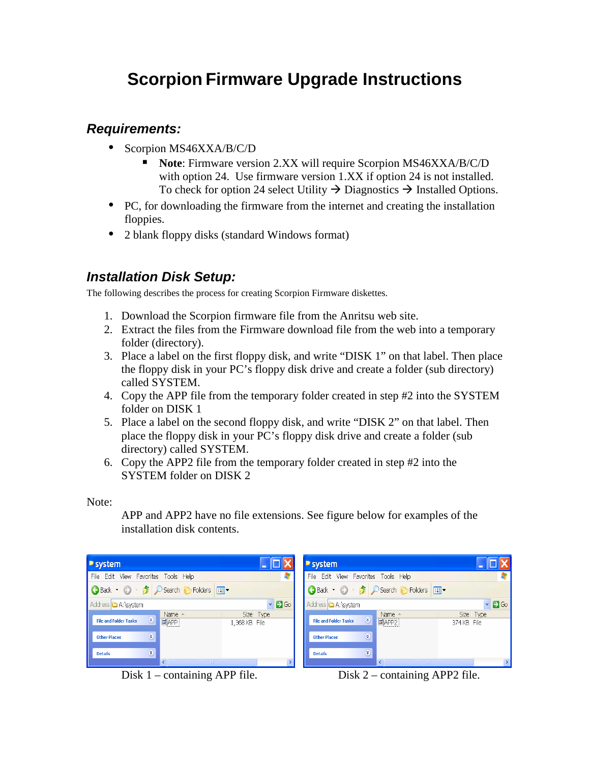# Scorpion Firmware Upgrade Instructions

## *Requirements:*

- Scorpion MS46XXA/B/C/D
  - **Note**: Firmware version 2.XX will require Scorpion MS46XXA/B/C/D with option 24. Use firmware version 1.XX if option 24 is not installed. To check for option 24 select Utility → Diagnostics → Installed Options.
- PC, for downloading the firmware from the internet and creating the installation floppies.
- 2 blank floppy disks (standard Windows format)

## *Installation Disk Setup:*

The following describes the process for creating Scorpion Firmware diskettes.

1. Download the Scorpion firmware file from the Anritsu web site.
2. Extract the files from the Firmware download file from the web into a temporary folder (directory).
3. Place a label on the first floppy disk, and write "DISK 1" on that label. Then place the floppy disk in your PC's floppy disk drive and create a folder (sub directory) called SYSTEM.
4. Copy the APP file from the temporary folder created in step #2 into the SYSTEM folder on DISK 1
5. Place a label on the second floppy disk, and write "DISK 2" on that label. Then place the floppy disk in your PC's floppy disk drive and create a folder (sub directory) called SYSTEM.
6. Copy the APP2 file from the temporary folder created in step #2 into the SYSTEM folder on DISK 2

Note:

APP and APP2 have no file extensions. See figure below for examples of the installation disk contents.

Disk 1 – containing APP file.

Disk 2 – containing APP2 file.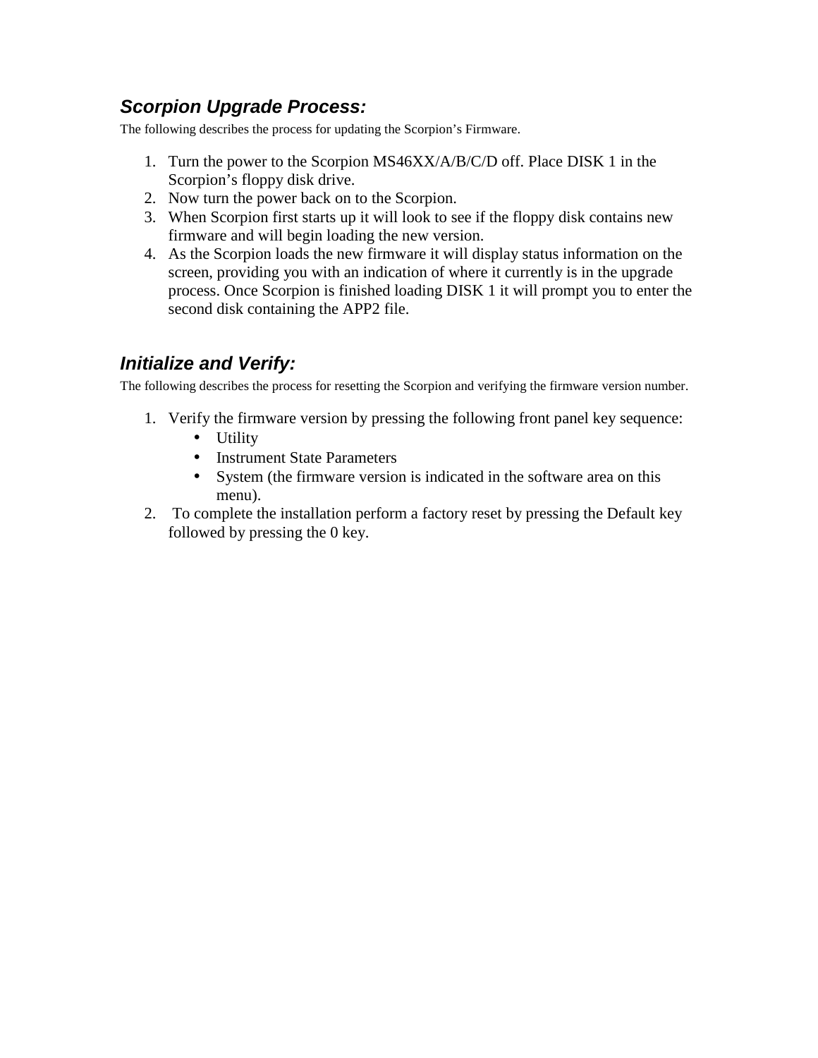### ***Scorpion Upgrade Process:***

The following describes the process for updating the Scorpion's Firmware.

1. Turn the power to the Scorpion MS46XX/A/B/C/D off. Place DISK 1 in the Scorpion's floppy disk drive.
2. Now turn the power back on to the Scorpion.
3. When Scorpion first starts up it will look to see if the floppy disk contains new firmware and will begin loading the new version.
4. As the Scorpion loads the new firmware it will display status information on the screen, providing you with an indication of where it currently is in the upgrade process. Once Scorpion is finished loading DISK 1 it will prompt you to enter the second disk containing the APP2 file.

### ***Initialize and Verify:***

The following describes the process for resetting the Scorpion and verifying the firmware version number.

1. Verify the firmware version by pressing the following front panel key sequence:
   - Utility
   - Instrument State Parameters
   - System (the firmware version is indicated in the software area on this menu).
2. To complete the installation perform a factory reset by pressing the Default key followed by pressing the 0 key.